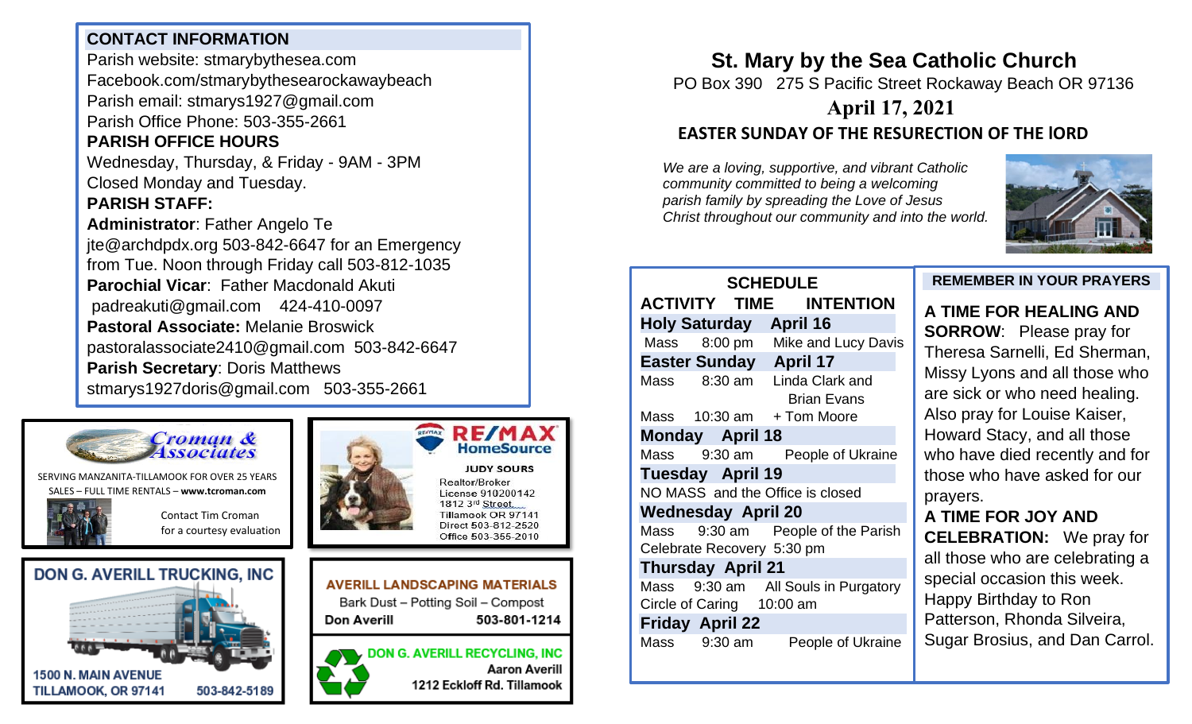# St. Mary by the Sea Catholic Church

PO Box 390   275 S Pacific Street Rockaway Beach OR 97136

## April 17, 2021

### EASTER SUNDAY OF THE RESURECTION OF THE lORD

*We are a loving, supportive, and vibrant Catholic community committed to being a welcoming parish family by spreading the Love of Jesus Christ throughout our community and into the world.*

## CONTACT INFORMATION

Parish website: stmarybythesea.com
Facebook.com/stmarybythesearockawaybeach
Parish email: stmarys1927@gmail.com
Parish Office Phone: 503-355-2661

**PARISH OFFICE HOURS**

Wednesday, Thursday, & Friday - 9AM - 3PM
Closed Monday and Tuesday.

**PARISH STAFF:**

**Administrator**: Father Angelo Te
jte@archdpdx.org 503-842-6647 for an Emergency from Tue. Noon through Friday call 503-812-1035

**Parochial Vicar**: Father Macdonald Akuti
padreakuti@gmail.com 424-410-0097

**Pastoral Associate:** Melanie Broswick
pastoralassociate2410@gmail.com 503-842-6647

**Parish Secretary**: Doris Matthews
stmarys1927doris@gmail.com 503-355-2661

## SCHEDULE

| ACTIVITY | TIME | INTENTION |
|---|---|---|
| **Holy Saturday** | **April 16** | |
| Mass | 8:00 pm | Mike and Lucy Davis |
| **Easter Sunday** | **April 17** | |
| Mass | 8:30 am | Linda Clark and Brian Evans |
| Mass | 10:30 am | + Tom Moore |
| **Monday** | **April 18** | |
| Mass | 9:30 am | People of Ukraine |
| **Tuesday** | **April 19** | |
| NO MASS and the Office is closed | | |
| **Wednesday** | **April 20** | |
| Mass | 9:30 am | People of the Parish |
| Celebrate Recovery | 5:30 pm | |
| **Thursday** | **April 21** | |
| Mass | 9:30 am | All Souls in Purgatory |
| Circle of Caring | 10:00 am | |
| **Friday** | **April 22** | |
| Mass | 9:30 am | People of Ukraine |

## REMEMBER IN YOUR PRAYERS

**A TIME FOR HEALING AND SORROW**: Please pray for Theresa Sarnelli, Ed Sherman, Missy Lyons and all those who are sick or who need healing. Also pray for Louise Kaiser, Howard Stacy, and all those who have died recently and for those who have asked for our prayers.

**A TIME FOR JOY AND CELEBRATION:** We pray for all those who are celebrating a special occasion this week. Happy Birthday to Ron Patterson, Rhonda Silveira, Sugar Brosius, and Dan Carrol.

---

**Croman & Associates**
SERVING MANZANITA-TILLAMOOK FOR OVER 25 YEARS
SALES – FULL TIME RENTALS – www.tcroman.com
Contact Tim Croman for a courtesy evaluation

**RE/MAX HomeSource**
JUDY SOURS
Realtor/Broker
License 910200142
1812 3rd Street
Tillamook OR 97141
Direct 503-812-2520
Office 503-355-2010

**DON G. AVERILL TRUCKING, INC**
1500 N. MAIN AVENUE
TILLAMOOK, OR 97141   503-842-5189

**AVERILL LANDSCAPING MATERIALS**
Bark Dust – Potting Soil – Compost
Don Averill   503-801-1214

**DON G. AVERILL RECYCLING, INC**
Aaron Averill
1212 Eckloff Rd. Tillamook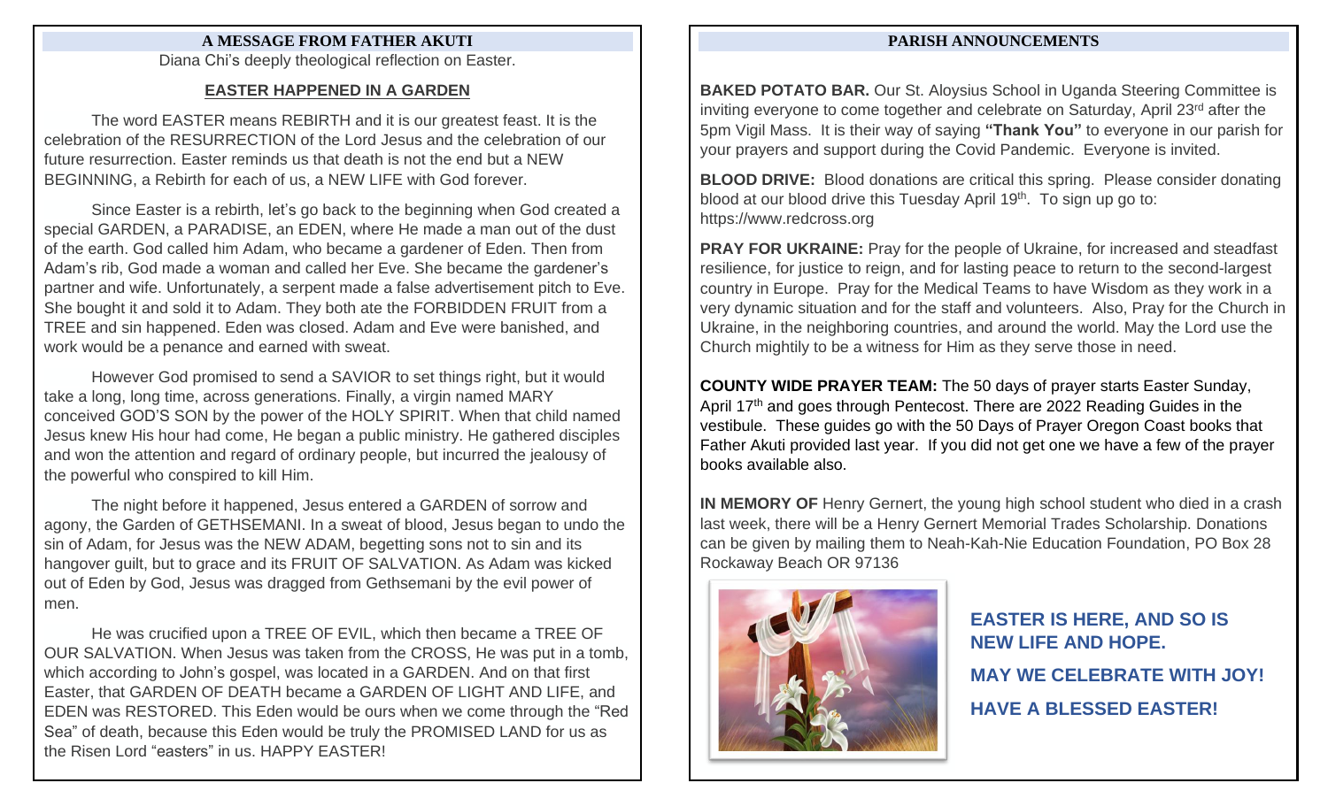## A MESSAGE FROM FATHER AKUTI

Diana Chi's deeply theological reflection on Easter.

### EASTER HAPPENED IN A GARDEN

The word EASTER means REBIRTH and it is our greatest feast. It is the celebration of the RESURRECTION of the Lord Jesus and the celebration of our future resurrection. Easter reminds us that death is not the end but a NEW BEGINNING, a Rebirth for each of us, a NEW LIFE with God forever.

Since Easter is a rebirth, let's go back to the beginning when God created a special GARDEN, a PARADISE, an EDEN, where He made a man out of the dust of the earth. God called him Adam, who became a gardener of Eden. Then from Adam's rib, God made a woman and called her Eve. She became the gardener's partner and wife. Unfortunately, a serpent made a false advertisement pitch to Eve. She bought it and sold it to Adam. They both ate the FORBIDDEN FRUIT from a TREE and sin happened. Eden was closed. Adam and Eve were banished, and work would be a penance and earned with sweat.

However God promised to send a SAVIOR to set things right, but it would take a long, long time, across generations. Finally, a virgin named MARY conceived GOD'S SON by the power of the HOLY SPIRIT. When that child named Jesus knew His hour had come, He began a public ministry. He gathered disciples and won the attention and regard of ordinary people, but incurred the jealousy of the powerful who conspired to kill Him.

The night before it happened, Jesus entered a GARDEN of sorrow and agony, the Garden of GETHSEMANI. In a sweat of blood, Jesus began to undo the sin of Adam, for Jesus was the NEW ADAM, begetting sons not to sin and its hangover guilt, but to grace and its FRUIT OF SALVATION. As Adam was kicked out of Eden by God, Jesus was dragged from Gethsemani by the evil power of men.

He was crucified upon a TREE OF EVIL, which then became a TREE OF OUR SALVATION. When Jesus was taken from the CROSS, He was put in a tomb, which according to John's gospel, was located in a GARDEN. And on that first Easter, that GARDEN OF DEATH became a GARDEN OF LIGHT AND LIFE, and EDEN was RESTORED. This Eden would be ours when we come through the "Red Sea" of death, because this Eden would be truly the PROMISED LAND for us as the Risen Lord "easters" in us. HAPPY EASTER!

## PARISH ANNOUNCEMENTS

**BAKED POTATO BAR.** Our St. Aloysius School in Uganda Steering Committee is inviting everyone to come together and celebrate on Saturday, April 23rd after the 5pm Vigil Mass. It is their way of saying **"Thank You"** to everyone in our parish for your prayers and support during the Covid Pandemic. Everyone is invited.

**BLOOD DRIVE:** Blood donations are critical this spring. Please consider donating blood at our blood drive this Tuesday April 19th. To sign up go to: https://www.redcross.org

**PRAY FOR UKRAINE:** Pray for the people of Ukraine, for increased and steadfast resilience, for justice to reign, and for lasting peace to return to the second-largest country in Europe. Pray for the Medical Teams to have Wisdom as they work in a very dynamic situation and for the staff and volunteers. Also, Pray for the Church in Ukraine, in the neighboring countries, and around the world. May the Lord use the Church mightily to be a witness for Him as they serve those in need.

**COUNTY WIDE PRAYER TEAM:** The 50 days of prayer starts Easter Sunday, April 17th and goes through Pentecost. There are 2022 Reading Guides in the vestibule. These guides go with the 50 Days of Prayer Oregon Coast books that Father Akuti provided last year. If you did not get one we have a few of the prayer books available also.

**IN MEMORY OF** Henry Gernert, the young high school student who died in a crash last week, there will be a Henry Gernert Memorial Trades Scholarship. Donations can be given by mailing them to Neah-Kah-Nie Education Foundation, PO Box 28 Rockaway Beach OR 97136

**EASTER IS HERE, AND SO IS NEW LIFE AND HOPE.**

**MAY WE CELEBRATE WITH JOY!**

**HAVE A BLESSED EASTER!**